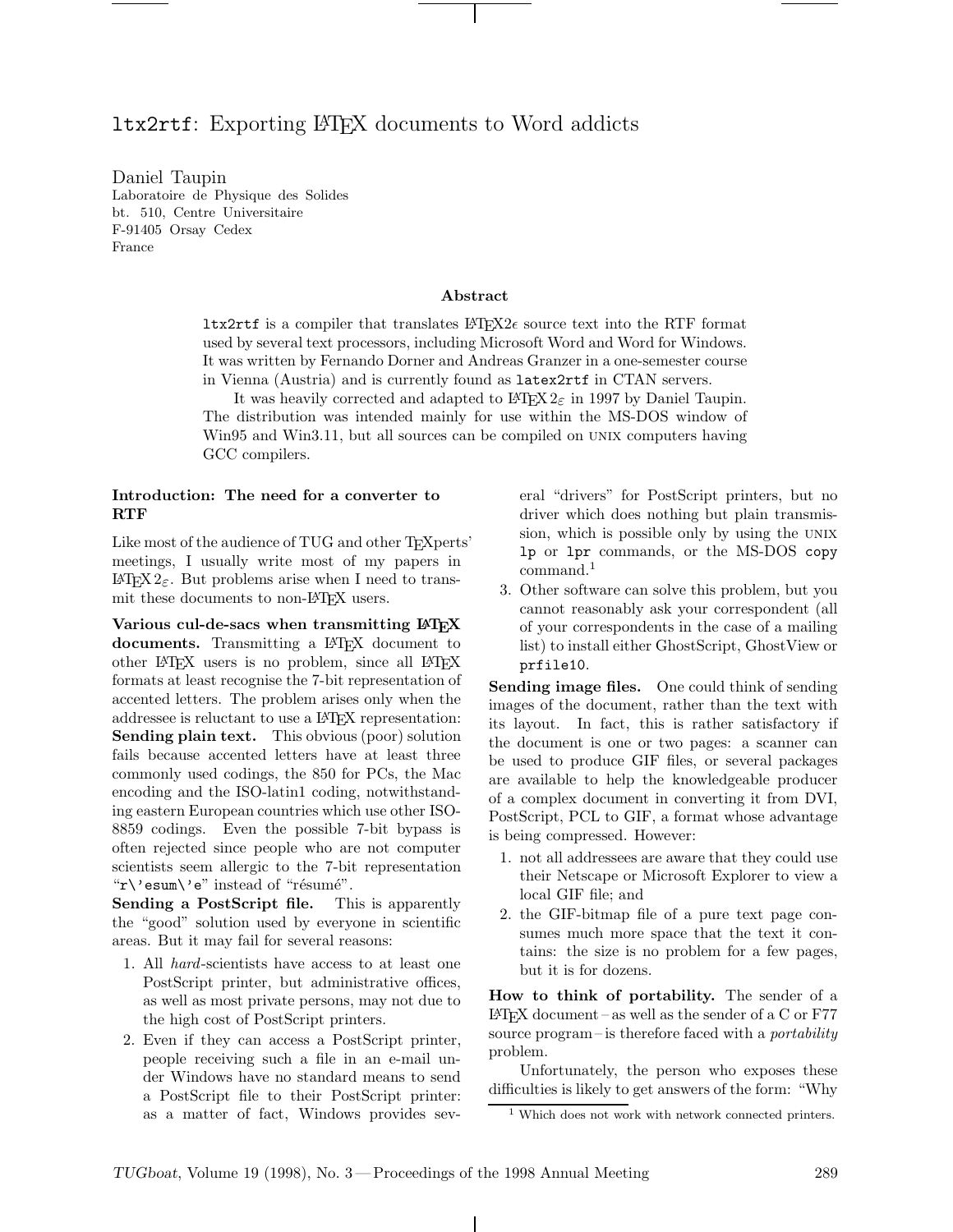# ltx2rtf: Exporting LaTeX documents to Word addicts

Daniel Taupin
Laboratoire de Physique des Solides
bt. 510, Centre Universitaire
F-91405 Orsay Cedex
France

### Abstract

ltx2rtf is a compiler that translates LaTeX2ϵ source text into the RTF format used by several text processors, including Microsoft Word and Word for Windows. It was written by Fernando Dorner and Andreas Granzer in a one-semester course in Vienna (Austria) and is currently found as latex2rtf in CTAN servers.

It was heavily corrected and adapted to LaTeX $2_\varepsilon$ in 1997 by Daniel Taupin. The distribution was intended mainly for use within the MS-DOS window of Win95 and Win3.11, but all sources can be compiled on UNIX computers having GCC compilers.

## Introduction: The need for a converter to RTF

Like most of the audience of TUG and other TeXperts' meetings, I usually write most of my papers in LaTeX $2_\varepsilon$. But problems arise when I need to transmit these documents to non-LaTeX users.

**Various cul-de-sacs when transmitting LaTeX documents.** Transmitting a LaTeX document to other LaTeX users is no problem, since all LaTeX formats at least recognise the 7-bit representation of accented letters. The problem arises only when the addressee is reluctant to use a LaTeX representation:

**Sending plain text.** This obvious (poor) solution fails because accented letters have at least three commonly used codings, the 850 for PCs, the Mac encoding and the ISO-latin1 coding, notwithstanding eastern European countries which use other ISO-8859 codings. Even the possible 7-bit bypass is often rejected since people who are not computer scientists seem allergic to the 7-bit representation "r\'esum\'e" instead of "résumé".

**Sending a PostScript file.** This is apparently the "good" solution used by everyone in scientific areas. But it may fail for several reasons:

1. All *hard*-scientists have access to at least one PostScript printer, but administrative offices, as well as most private persons, may not due to the high cost of PostScript printers.
2. Even if they can access a PostScript printer, people receiving such a file in an e-mail under Windows have no standard means to send a PostScript file to their PostScript printer: as a matter of fact, Windows provides several "drivers" for PostScript printers, but no driver which does nothing but plain transmission, which is possible only by using the UNIX lp or lpr commands, or the MS-DOS copy command.[1]
3. Other software can solve this problem, but you cannot reasonably ask your correspondent (all of your correspondents in the case of a mailing list) to install either GhostScript, GhostView or prfile10.

**Sending image files.** One could think of sending images of the document, rather than the text with its layout. In fact, this is rather satisfactory if the document is one or two pages: a scanner can be used to produce GIF files, or several packages are available to help the knowledgeable producer of a complex document in converting it from DVI, PostScript, PCL to GIF, a format whose advantage is being compressed. However:

1. not all addressees are aware that they could use their Netscape or Microsoft Explorer to view a local GIF file; and
2. the GIF-bitmap file of a pure text page consumes much more space that the text it contains: the size is no problem for a few pages, but it is for dozens.

**How to think of portability.** The sender of a LaTeX document – as well as the sender of a C or F77 source program – is therefore faced with a *portability* problem.

Unfortunately, the person who exposes these difficulties is likely to get answers of the form: "Why

[1] Which does not work with network connected printers.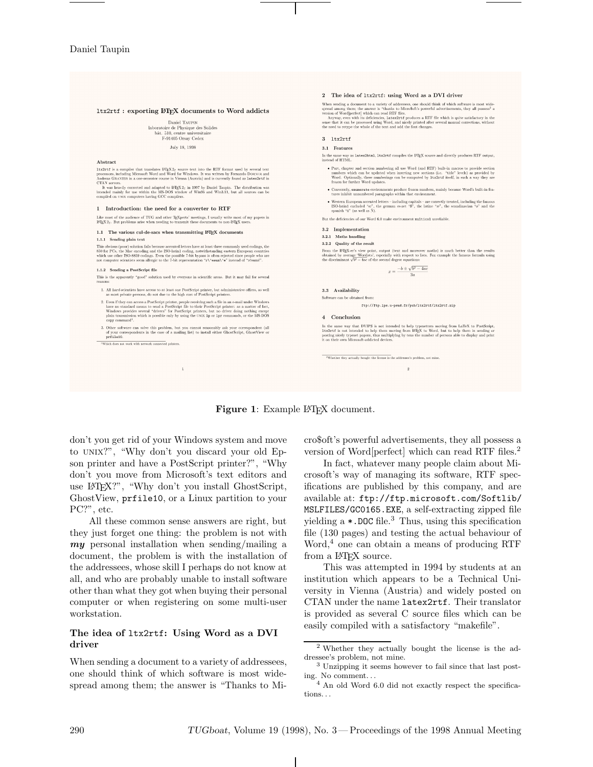**Figure 1**: Example LaTeX document.

don't you get rid of your Windows system and move to UNIX?", "Why don't you discard your old Epson printer and have a PostScript printer?", "Why don't you move from Microsoft's text editors and use LaTeX?", "Why don't you install GhostScript, GhostView, `prfile10`, or a Linux partition to your PC?", etc.

All these common sense answers are right, but they just forget one thing: the problem is not with ***my*** personal installation when sending/mailing a document, the problem is with the installation of the addressees, whose skill I perhaps do not know at all, and who are probably unable to install software other than what they got when buying their personal computer or when registering on some multi-user workstation.

### The idea of `ltx2rtf`: Using Word as a DVI driver

When sending a document to a variety of addressees, one should think of which software is most widespread among them; the answer is "Thanks to Micro$oft's powerful advertisements, they all possess a version of Word[perfect] which can read RTF files.[2]

In fact, whatever many people claim about Microsoft's way of managing its software, RTF specifications are published by this company, and are available at: `ftp://ftp.microsoft.com/Softlib/MSLFILES/GC0165.EXE`, a self-extracting zipped file yielding a `*.DOC` file.[3] Thus, using this specification file (130 pages) and testing the actual behaviour of Word,[4] one can obtain a means of producing RTF from a LaTeX source.

This was attempted in 1994 by students at an institution which appears to be a Technical University in Vienna (Austria) and widely posted on CTAN under the name `latex2rtf`. Their translator is provided as several C source files which can be easily compiled with a satisfactory "makefile".

---

[2] Whether they actually bought the license is the addressee's problem, not mine.

[3] Unzipping it seems however to fail since that last posting. No comment. . .

[4] An old Word 6.0 did not exactly respect the specifications. . .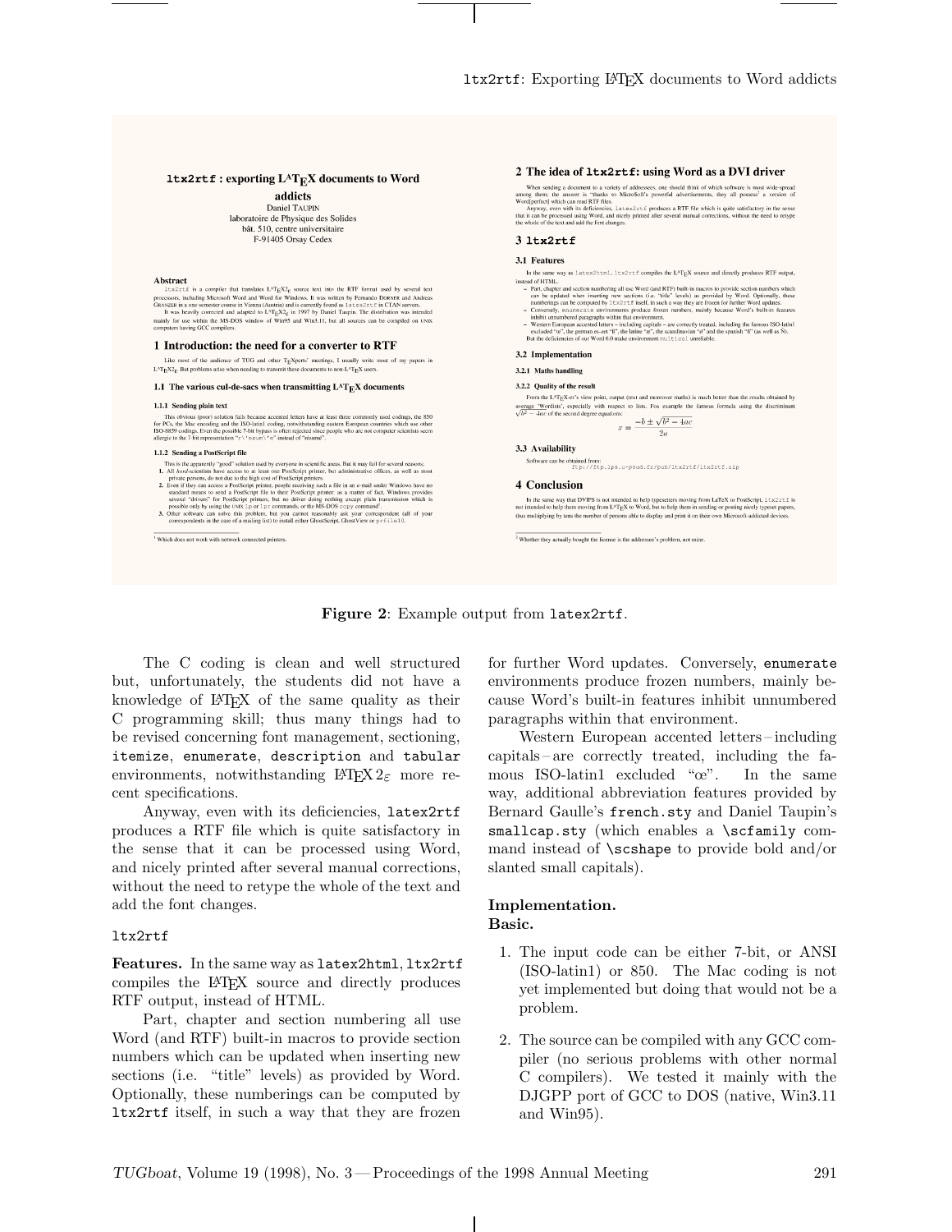**Figure 2**: Example output from `latex2rtf`.

The C coding is clean and well structured but, unfortunately, the students did not have a knowledge of LaTeX of the same quality as their C programming skill; thus many things had to be revised concerning font management, sectioning, `itemize`, `enumerate`, `description` and `tabular` environments, notwithstanding LaTeX $2_\varepsilon$ more recent specifications.

Anyway, even with its deficiencies, `latex2rtf` produces a RTF file which is quite satisfactory in the sense that it can be processed using Word, and nicely printed after several manual corrections, without the need to retype the whole of the text and add the font changes.

`ltx2rtf`

**Features.** In the same way as `latex2html`, `ltx2rtf` compiles the LaTeX source and directly produces RTF output, instead of HTML.

Part, chapter and section numbering all use Word (and RTF) built-in macros to provide section numbers which can be updated when inserting new sections (i.e. "title" levels) as provided by Word. Optionally, these numberings can be computed by `ltx2rtf` itself, in such a way that they are frozen for further Word updates. Conversely, `enumerate` environments produce frozen numbers, mainly because Word's built-in features inhibit unnumbered paragraphs within that environment.

Western European accented letters – including capitals – are correctly treated, including the famous ISO-latin1 excluded "œ". In the same way, additional abbreviation features provided by Bernard Gaulle's `french.sty` and Daniel Taupin's `smallcap.sty` (which enables a `\scfamily` command instead of `\scshape` to provide bold and/or slanted small capitals).

**Implementation.**
**Basic.**

1. The input code can be either 7-bit, or ANSI (ISO-latin1) or 850. The Mac coding is not yet implemented but doing that would not be a problem.

2. The source can be compiled with any GCC compiler (no serious problems with other normal C compilers). We tested it mainly with the DJGPP port of GCC to DOS (native, Win3.11 and Win95).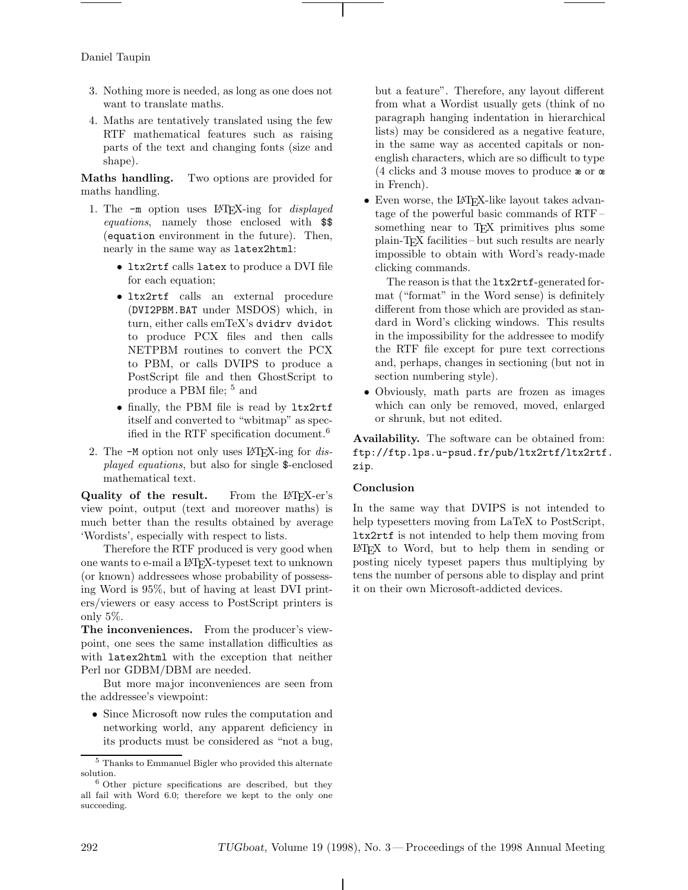3. Nothing more is needed, as long as one does not want to translate maths.
4. Maths are tentatively translated using the few RTF mathematical features such as raising parts of the text and changing fonts (size and shape).

**Maths handling.** Two options are provided for maths handling.

1. The `-m` option uses LaTeX-ing for *displayed equations*, namely those enclosed with `$$` (`equation` environment in the future). Then, nearly in the same way as `latex2html`:
   - `ltx2rtf` calls `latex` to produce a DVI file for each equation;
   - `ltx2rtf` calls an external procedure (`DVI2PBM.BAT` under MSDOS) which, in turn, either calls emTeX's `dvidrv dvidot` to produce PCX files and then calls NETPBM routines to convert the PCX to PBM, or calls DVIPS to produce a PostScript file and then GhostScript to produce a PBM file; [5] and
   - finally, the PBM file is read by `ltx2rtf` itself and converted to "wbitmap" as specified in the RTF specification document.[6]
2. The `-M` option not only uses LaTeX-ing for *displayed equations*, but also for single `$`-enclosed mathematical text.

**Quality of the result.** From the LaTeX-er's view point, output (text and moreover maths) is much better than the results obtained by average 'Wordists', especially with respect to lists.

Therefore the RTF produced is very good when one wants to e-mail a LaTeX-typeset text to unknown (or known) addressees whose probability of possessing Word is 95%, but of having at least DVI printers/viewers or easy access to PostScript printers is only 5%.

**The inconveniences.** From the producer's viewpoint, one sees the same installation difficulties as with `latex2html` with the exception that neither Perl nor GDBM/DBM are needed.

But more major inconveniences are seen from the addressee's viewpoint:

- Since Microsoft now rules the computation and networking world, any apparent deficiency in its products must be considered as "not a bug, but a feature". Therefore, any layout different from what a Wordist usually gets (think of no paragraph hanging indentation in hierarchical lists) may be considered as a negative feature, in the same way as accented capitals or non-english characters, which are so difficult to type (4 clicks and 3 mouse moves to produce æ or œ in French).
- Even worse, the LaTeX-like layout takes advantage of the powerful basic commands of RTF – something near to TeX primitives plus some plain-TeX facilities – but such results are nearly impossible to obtain with Word's ready-made clicking commands.

  The reason is that the `ltx2rtf`-generated format ("format" in the Word sense) is definitely different from those which are provided as standard in Word's clicking windows. This results in the impossibility for the addressee to modify the RTF file except for pure text corrections and, perhaps, changes in sectioning (but not in section numbering style).
- Obviously, math parts are frozen as images which can only be removed, moved, enlarged or shrunk, but not edited.

**Availability.** The software can be obtained from: `ftp://ftp.lps.u-psud.fr/pub/ltx2rtf/ltx2rtf.zip`.

## Conclusion

In the same way that DVIPS is not intended to help typesetters moving from LaTeX to PostScript, `ltx2rtf` is not intended to help them moving from LaTeX to Word, but to help them in sending or posting nicely typeset papers thus multiplying by tens the number of persons able to display and print it on their own Microsoft-addicted devices.

---

[5] Thanks to Emmanuel Bigler who provided this alternate solution.

[6] Other picture specifications are described, but they all fail with Word 6.0; therefore we kept to the only one succeeding.